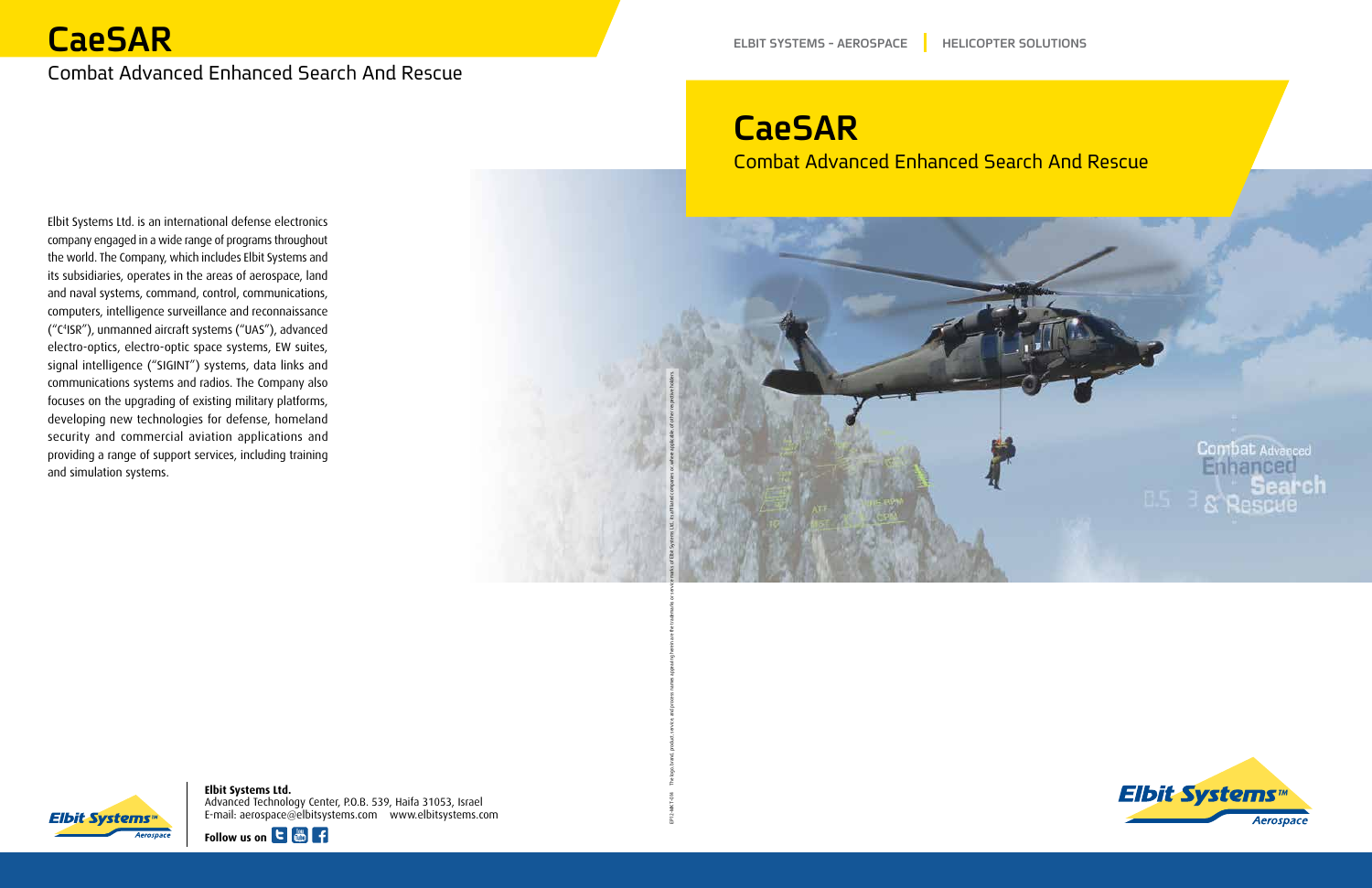# CaeSAR

Combat Advanced Enhanced Search And Rescue

Elbit Systems Ltd. is an international defense electronics company engaged in a wide range of programs throughout the world. The Company, which includes Elbit Systems and its subsidiaries, operates in the areas of aerospace, land and naval systems, command, control, communications, computers, intelligence surveillance and reconnaissance ("C4ISR"), unmanned aircraft systems ("UAS"), advanced electro-optics, electro-optic space systems, EW suites, signal intelligence ("SIGINT") systems, data links and communications systems and radios. The Company also focuses on the upgrading of existing military platforms, developing new technologies for defense, homeland security and commercial aviation applications and providing a range of support services, including training and simulation systems.

**Elbit Systems Ltd.**
Advanced Technology Center, P.O.B. 539, Haifa 31053, Israel
E-mail: aerospace@elbitsystems.com www.elbitsystems.com

**Follow us on**

ELBIT SYSTEMS - AEROSPACE | HELICOPTER SOLUTIONS

# CaeSAR

Combat Advanced Enhanced Search And Rescue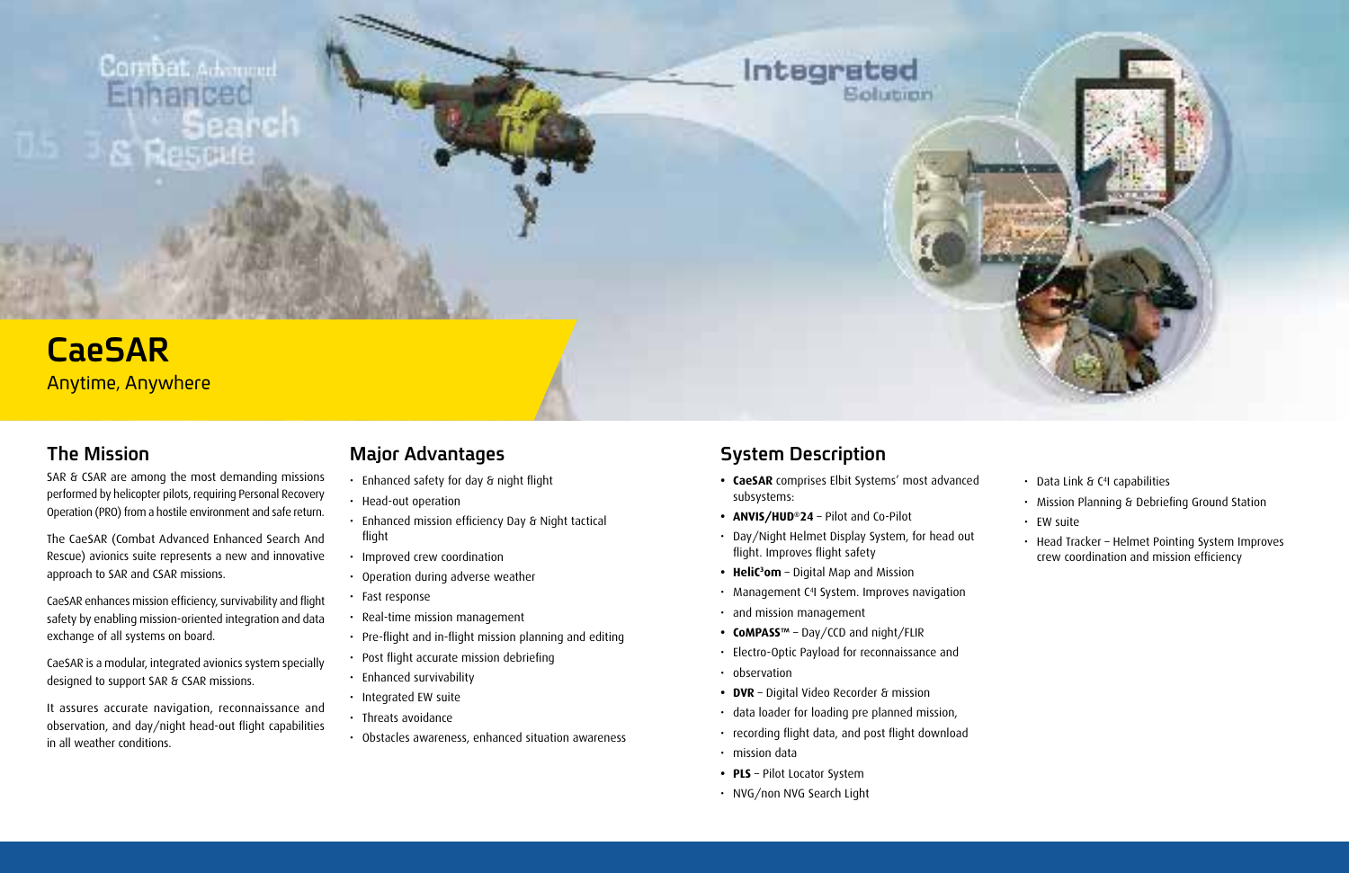# CaeSAR

Anytime, Anywhere

## The Mission

SAR & CSAR are among the most demanding missions performed by helicopter pilots, requiring Personal Recovery Operation (PRO) from a hostile environment and safe return.

The CaeSAR (Combat Advanced Enhanced Search And Rescue) avionics suite represents a new and innovative approach to SAR and CSAR missions.

CaeSAR enhances mission efficiency, survivability and flight safety by enabling mission-oriented integration and data exchange of all systems on board.

CaeSAR is a modular, integrated avionics system specially designed to support SAR & CSAR missions.

It assures accurate navigation, reconnaissance and observation, and day/night head-out flight capabilities in all weather conditions.

## Major Advantages

- Enhanced safety for day & night flight
- Head-out operation
- Enhanced mission efficiency Day & Night tactical flight
- Improved crew coordination
- Operation during adverse weather
- Fast response
- Real-time mission management
- Pre-flight and in-flight mission planning and editing
- Post flight accurate mission debriefing
- Enhanced survivability
- Integrated EW suite
- Threats avoidance
- Obstacles awareness, enhanced situation awareness

## System Description

- **CaeSAR** comprises Elbit Systems' most advanced subsystems:
- **ANVIS/HUD®24** – Pilot and Co-Pilot
- Day/Night Helmet Display System, for head out flight. Improves flight safety
- **HeliC³om** – Digital Map and Mission
- Management C⁴I System. Improves navigation
- and mission management
- **CoMPASS™** – Day/CCD and night/FLIR
- Electro-Optic Payload for reconnaissance and
- observation
- **DVR** – Digital Video Recorder & mission
- data loader for loading pre planned mission,
- recording flight data, and post flight download
- mission data
- **PLS** – Pilot Locator System
- NVG/non NVG Search Light
- Data Link & C⁴I capabilities
- Mission Planning & Debriefing Ground Station
- EW suite
- Head Tracker – Helmet Pointing System Improves crew coordination and mission efficiency